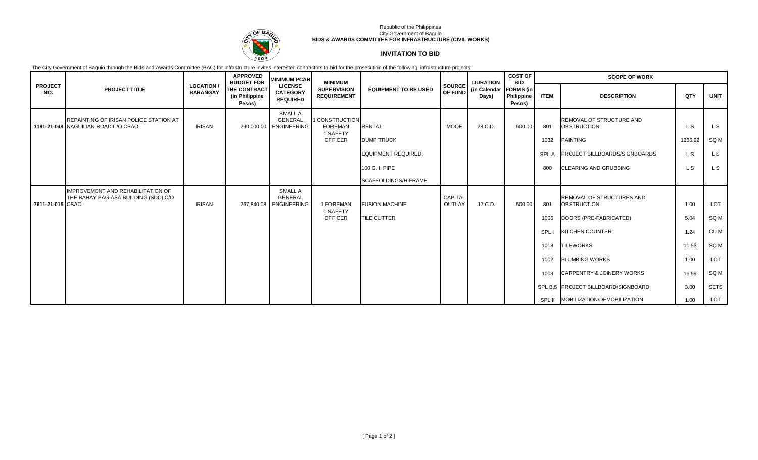Republic of the Philippines
City Government of Baguio
**BIDS & AWARDS COMMITTEE FOR INFRASTRUCTURE (CIVIL WORKS)**

## INVITATION TO BID

The City Government of Baguio through the Bids and Awards Committee (BAC) for Infrastructure invites interested contractors to bid for the prosecution of the following infrastructure projects:

| PROJECT NO. | PROJECT TITLE | LOCATION / BARANGAY | APPROVED BUDGET FOR THE CONTRACT (in Philippine Pesos) | MINIMUM PCAB LICENSE CATEGORY REQUIRED | MINIMUM SUPERVISION REQUIREMENT | EQUIPMENT TO BE USED | SOURCE OF FUND | DURATION (in Calendar Days) | COST OF BID FORMS (in Philippine Pesos) | SCOPE OF WORK | | | |
|---|---|---|---|---|---|---|---|---|---|---|---|---|---|
| | | | | | | | | | | ITEM | DESCRIPTION | QTY | UNIT |
| 1181-21-049 | REPAINTING OF IRISAN POLICE STATION AT NAGUILIAN ROAD C/O CBAO | IRISAN | 290,000.00 | SMALL A GENERAL ENGINEERING | 1 CONSTRUCTION FOREMAN 1 SAFETY OFFICER | RENTAL: | MOOE | 28 C.D. | 500.00 | 801 | REMOVAL OF STRUCTURE AND OBSTRUCTION | L S | L S |
| | | | | | | DUMP TRUCK | | | | 1032 | PAINTING | 1266.92 | SQ M |
| | | | | | | EQUIPMENT REQUIRED: | | | | SPL A | PROJECT BILLBOARDS/SIGNBOARDS | L S | L S |
| | | | | | | 100 G. I. PIPE | | | | 800 | CLEARING AND GRUBBING | L S | L S |
| | | | | | | SCAFFOLDINGS/H-FRAME | | | | | | | |
| 7611-21-015 | IMPROVEMENT AND REHABILITATION OF THE BAHAY PAG-ASA BUILDING (SDC) C/O CBAO | IRISAN | 267,840.08 | SMALL A GENERAL ENGINEERING | 1 FOREMAN 1 SAFETY OFFICER | FUSION MACHINE | CAPITAL OUTLAY | 17 C.D. | 500.00 | 801 | REMOVAL OF STRUCTURES AND OBSTRUCTION | 1.00 | LOT |
| | | | | | | TILE CUTTER | | | | 1006 | DOORS (PRE-FABRICATED) | 5.04 | SQ M |
| | | | | | | | | | | SPL I | KITCHEN COUNTER | 1.24 | CU M |
| | | | | | | | | | | 1018 | TILEWORKS | 11.53 | SQ M |
| | | | | | | | | | | 1002 | PLUMBING WORKS | 1.00 | LOT |
| | | | | | | | | | | 1003 | CARPENTRY & JOINERY WORKS | 16.59 | SQ M |
| | | | | | | | | | | SPL B.5 | PROJECT BILLBOARD/SIGNBOARD | 3.00 | SETS |
| | | | | | | | | | | SPL II | MOBILIZATION/DEMOBILIZATION | 1.00 | LOT |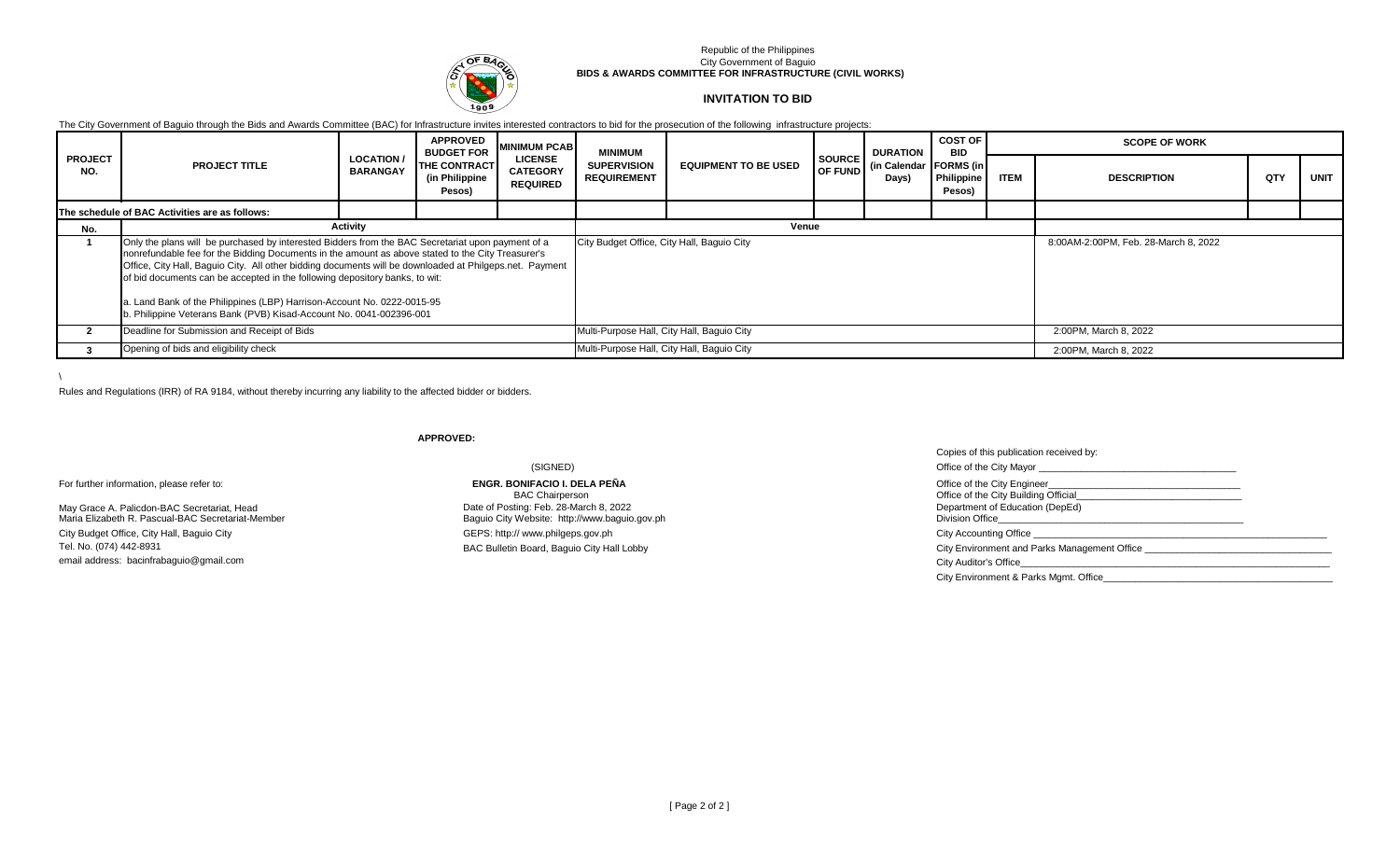Republic of the Philippines
City Government of Baguio
**BIDS & AWARDS COMMITTEE FOR INFRASTRUCTURE (CIVIL WORKS)**

## INVITATION TO BID

The City Government of Baguio through the Bids and Awards Committee (BAC) for Infrastructure invites interested contractors to bid for the prosecution of the following infrastructure projects:

| PROJECT NO. | PROJECT TITLE | LOCATION / BARANGAY | APPROVED BUDGET FOR THE CONTRACT (in Philippine Pesos) | MINIMUM PCAB LICENSE CATEGORY REQUIRED | MINIMUM SUPERVISION REQUIREMENT | EQUIPMENT TO BE USED | SOURCE OF FUND | DURATION (in Calendar Days) | COST OF BID FORMS (in Philippine Pesos) | SCOPE OF WORK | | | |
|---|---|---|---|---|---|---|---|---|---|---|---|---|---|
| | | | | | | | | | | ITEM | DESCRIPTION | QTY | UNIT |

**The schedule of BAC Activities are as follows:**

| No. | Activity | Venue | |
|---|---|---|---|
| 1 | Only the plans will be purchased by interested Bidders from the BAC Secretariat upon payment of a nonrefundable fee for the Bidding Documents in the amount as above stated to the City Treasurer's Office, City Hall, Baguio City. All other bidding documents will be downloaded at Philgeps.net. Payment of bid documents can be accepted in the following depository banks, to wit:<br><br>a. Land Bank of the Philippines (LBP) Harrison-Account No. 0222-0015-95<br>b. Philippine Veterans Bank (PVB) Kisad-Account No. 0041-002396-001 | City Budget Office, City Hall, Baguio City | 8:00AM-2:00PM, Feb. 28-March 8, 2022 |
| 2 | Deadline for Submission and Receipt of Bids | Multi-Purpose Hall, City Hall, Baguio City | 2:00PM, March 8, 2022 |
| 3 | Opening of bids and eligibility check | Multi-Purpose Hall, City Hall, Baguio City | 2:00PM, March 8, 2022 |

\

Rules and Regulations (IRR) of RA 9184, without thereby incurring any liability to the affected bidder or bidders.

**APPROVED:**

(SIGNED)

**ENGR. BONIFACIO I. DELA PEÑA**
BAC Chairperson

Date of Posting: Feb. 28-March 8, 2022
Baguio City Website: http://www.baguio.gov.ph
GEPS: http:// www.philgeps.gov.ph
BAC Bulletin Board, Baguio City Hall Lobby

For further information, please refer to:

May Grace A. Palicdon-BAC Secretariat, Head
Maria Elizabeth R. Pascual-BAC Secretariat-Member
City Budget Office, City Hall, Baguio City
Tel. No. (074) 442-8931
email address: bacinfrabaguio@gmail.com

Copies of this publication received by:

Office of the City Mayor ____________________
Office of the City Engineer____________________
Office of the City Building Official____________________
Department of Education (DepEd)
Division Office____________________
City Accounting Office ____________________
City Environment and Parks Management Office ____________________
City Auditor's Office____________________
City Environment & Parks Mgmt. Office____________________